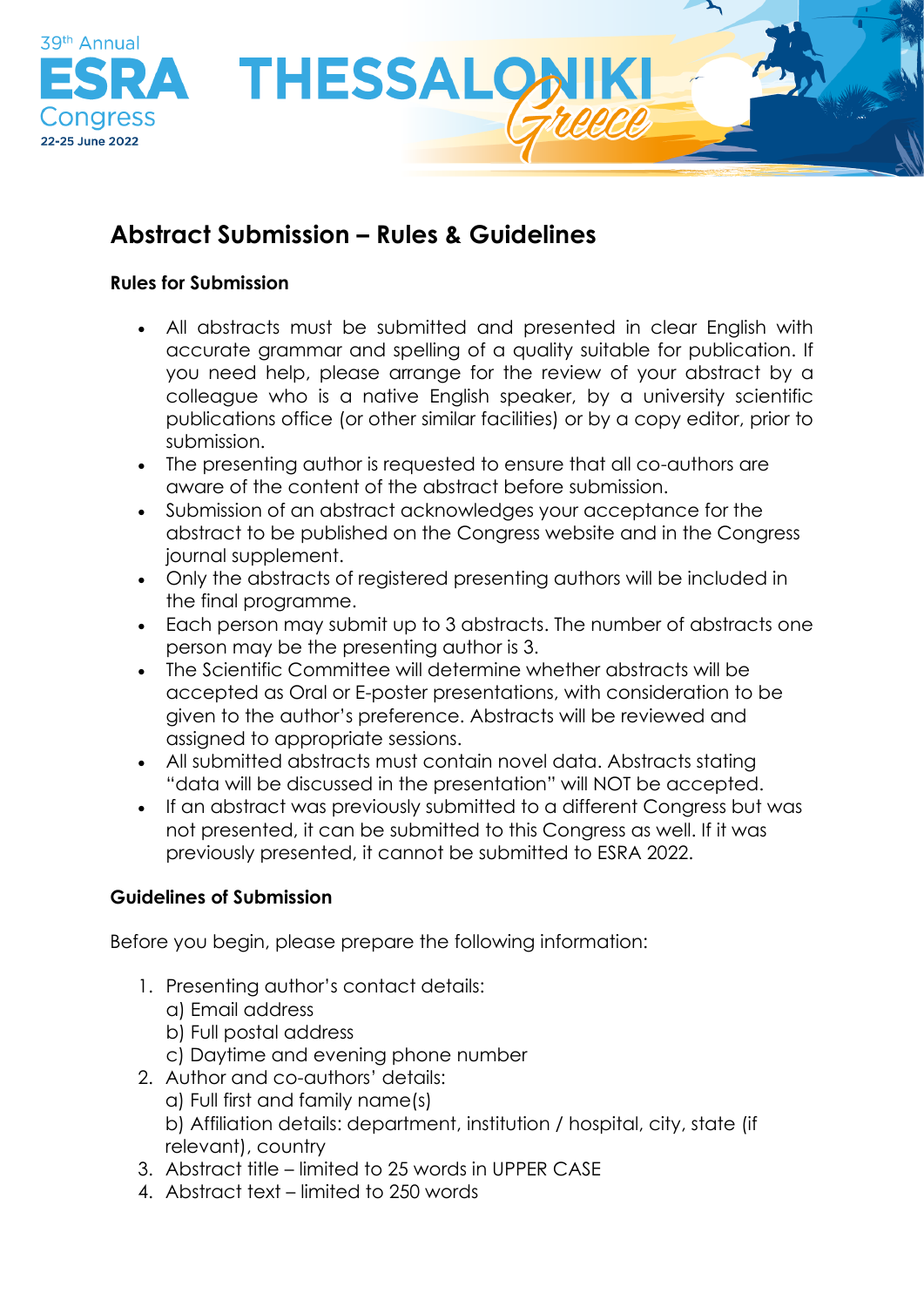39th Annual ESRA Congress 22-25 June 2022 THESSALONIKI Greece

# Abstract Submission – Rules & Guidelines

**Rules for Submission**

- All abstracts must be submitted and presented in clear English with accurate grammar and spelling of a quality suitable for publication. If you need help, please arrange for the review of your abstract by a colleague who is a native English speaker, by a university scientific publications office (or other similar facilities) or by a copy editor, prior to submission.
- The presenting author is requested to ensure that all co-authors are aware of the content of the abstract before submission.
- Submission of an abstract acknowledges your acceptance for the abstract to be published on the Congress website and in the Congress journal supplement.
- Only the abstracts of registered presenting authors will be included in the final programme.
- Each person may submit up to 3 abstracts. The number of abstracts one person may be the presenting author is 3.
- The Scientific Committee will determine whether abstracts will be accepted as Oral or E-poster presentations, with consideration to be given to the author's preference. Abstracts will be reviewed and assigned to appropriate sessions.
- All submitted abstracts must contain novel data. Abstracts stating "data will be discussed in the presentation" will NOT be accepted.
- If an abstract was previously submitted to a different Congress but was not presented, it can be submitted to this Congress as well. If it was previously presented, it cannot be submitted to ESRA 2022.

**Guidelines of Submission**

Before you begin, please prepare the following information:

1. Presenting author's contact details:
   a) Email address
   b) Full postal address
   c) Daytime and evening phone number
2. Author and co-authors' details:
   a) Full first and family name(s)
   b) Affiliation details: department, institution / hospital, city, state (if relevant), country
3. Abstract title – limited to 25 words in UPPER CASE
4. Abstract text – limited to 250 words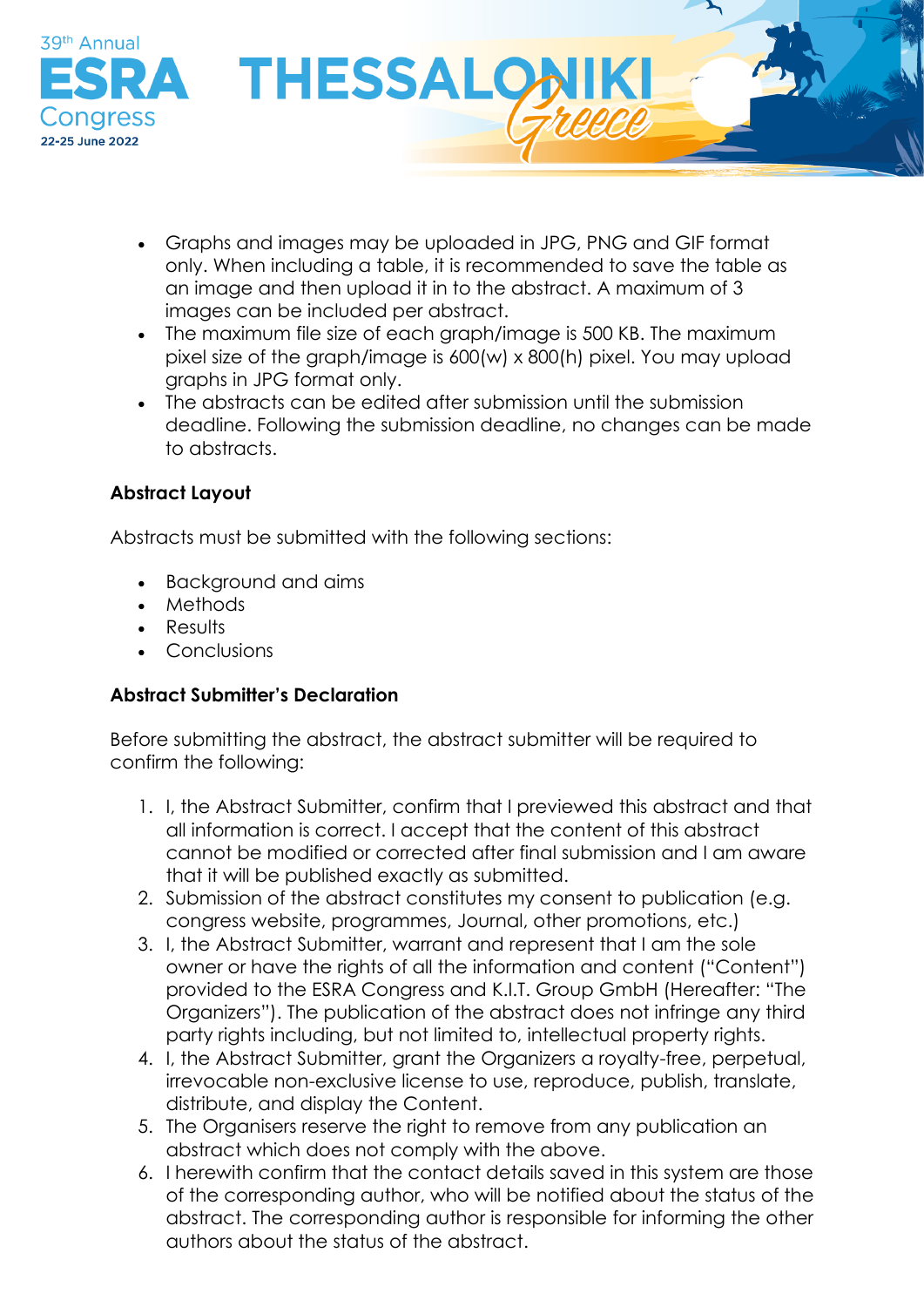- Graphs and images may be uploaded in JPG, PNG and GIF format only. When including a table, it is recommended to save the table as an image and then upload it in to the abstract. A maximum of 3 images can be included per abstract.
- The maximum file size of each graph/image is 500 KB. The maximum pixel size of the graph/image is 600(w) x 800(h) pixel. You may upload graphs in JPG format only.
- The abstracts can be edited after submission until the submission deadline. Following the submission deadline, no changes can be made to abstracts.

**Abstract Layout**

Abstracts must be submitted with the following sections:

- Background and aims
- Methods
- Results
- Conclusions

**Abstract Submitter's Declaration**

Before submitting the abstract, the abstract submitter will be required to confirm the following:

1. I, the Abstract Submitter, confirm that I previewed this abstract and that all information is correct. I accept that the content of this abstract cannot be modified or corrected after final submission and I am aware that it will be published exactly as submitted.
2. Submission of the abstract constitutes my consent to publication (e.g. congress website, programmes, Journal, other promotions, etc.)
3. I, the Abstract Submitter, warrant and represent that I am the sole owner or have the rights of all the information and content ("Content") provided to the ESRA Congress and K.I.T. Group GmbH (Hereafter: "The Organizers"). The publication of the abstract does not infringe any third party rights including, but not limited to, intellectual property rights.
4. I, the Abstract Submitter, grant the Organizers a royalty-free, perpetual, irrevocable non-exclusive license to use, reproduce, publish, translate, distribute, and display the Content.
5. The Organisers reserve the right to remove from any publication an abstract which does not comply with the above.
6. I herewith confirm that the contact details saved in this system are those of the corresponding author, who will be notified about the status of the abstract. The corresponding author is responsible for informing the other authors about the status of the abstract.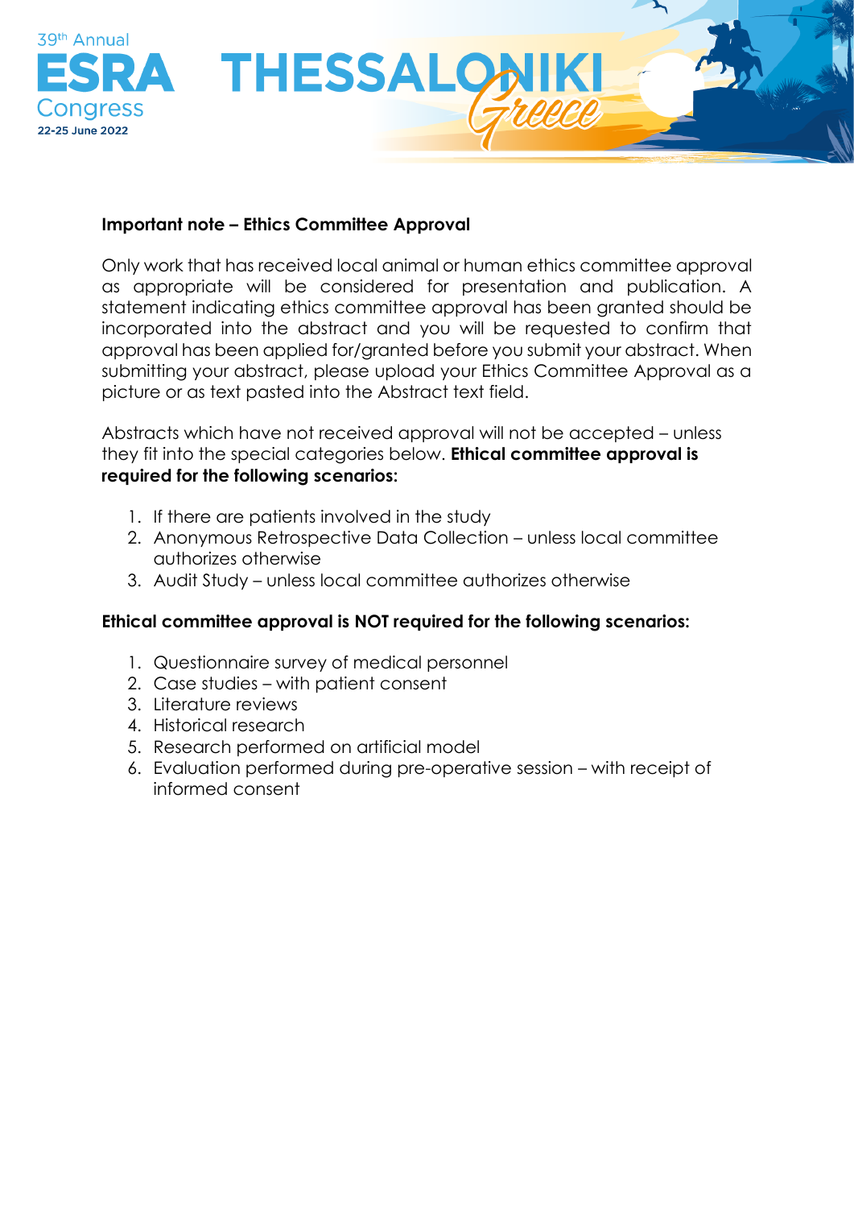**Important note – Ethics Committee Approval**

Only work that has received local animal or human ethics committee approval as appropriate will be considered for presentation and publication. A statement indicating ethics committee approval has been granted should be incorporated into the abstract and you will be requested to confirm that approval has been applied for/granted before you submit your abstract. When submitting your abstract, please upload your Ethics Committee Approval as a picture or as text pasted into the Abstract text field.

Abstracts which have not received approval will not be accepted – unless they fit into the special categories below. **Ethical committee approval is required for the following scenarios:**

1. If there are patients involved in the study
2. Anonymous Retrospective Data Collection – unless local committee authorizes otherwise
3. Audit Study – unless local committee authorizes otherwise

**Ethical committee approval is NOT required for the following scenarios:**

1. Questionnaire survey of medical personnel
2. Case studies – with patient consent
3. Literature reviews
4. Historical research
5. Research performed on artificial model
6. Evaluation performed during pre-operative session – with receipt of informed consent